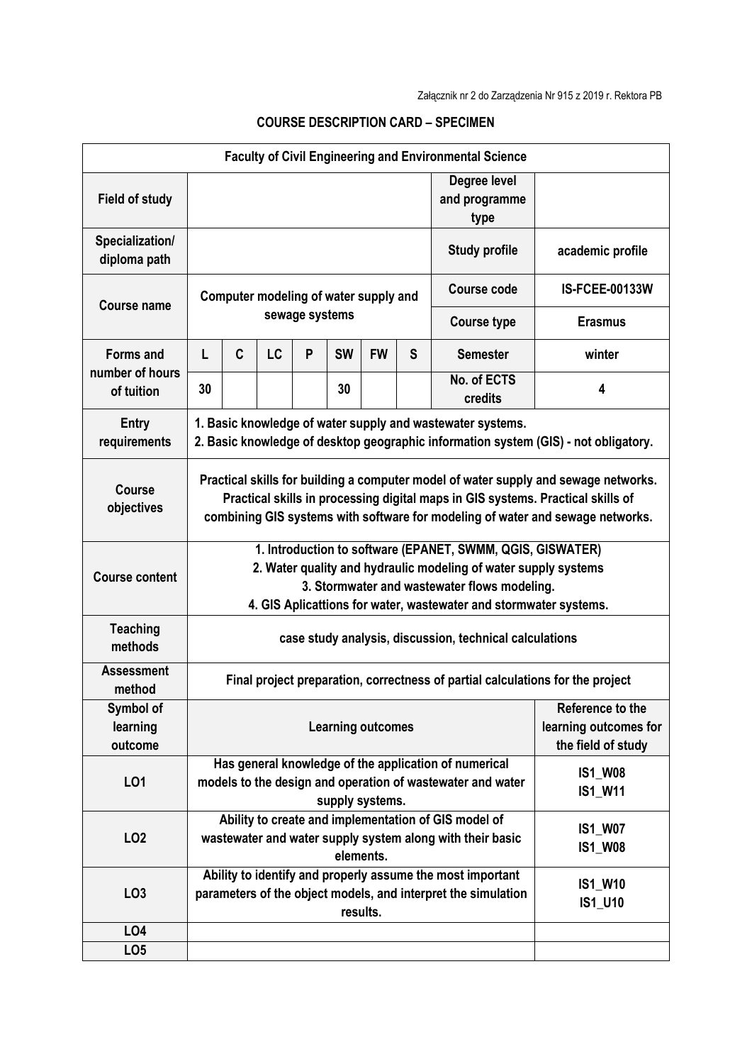Załącznik nr 2 do Zarządzenia Nr 915 z 2019 r. Rektora PB

## COURSE DESCRIPTION CARD – SPECIMEN

| Faculty of Civil Engineering and Environmental Science | | | | | | | | | |
|---|---|---|---|---|---|---|---|---|---|
| **Field of study** | | | | | | | | **Degree level and programme type** | |
| **Specialization/ diploma path** | | | | | | | | **Study profile** | academic profile |
| **Course name** | Computer modeling of water supply and sewage systems | | | | | | | **Course code** | IS-FCEE-00133W |
| | | | | | | | | **Course type** | Erasmus |
| **Forms and number of hours of tuition** | L | C | LC | P | SW | FW | S | **Semester** | winter |
| | 30 | | | | 30 | | | **No. of ECTS credits** | 4 |
| **Entry requirements** | 1. Basic knowledge of water supply and wastewater systems.<br>2. Basic knowledge of desktop geographic information system (GIS) - not obligatory. | | | | | | | | |
| **Course objectives** | Practical skills for building a computer model of water supply and sewage networks. Practical skills in processing digital maps in GIS systems. Practical skills of combining GIS systems with software for modeling of water and sewage networks. | | | | | | | | |
| **Course content** | 1. Introduction to software (EPANET, SWMM, QGIS, GISWATER)<br>2. Water quality and hydraulic modeling of water supply systems<br>3. Stormwater and wastewater flows modeling.<br>4. GIS Aplicattions for water, wastewater and stormwater systems. | | | | | | | | |
| **Teaching methods** | case study analysis, discussion, technical calculations | | | | | | | | |
| **Assessment method** | Final project preparation, correctness of partial calculations for the project | | | | | | | | |
| **Symbol of learning outcome** | Learning outcomes | | | | | | | | Reference to the learning outcomes for the field of study |
| **LO1** | Has general knowledge of the application of numerical models to the design and operation of wastewater and water supply systems. | | | | | | | | IS1_W08<br>IS1_W11 |
| **LO2** | Ability to create and implementation of GIS model of wastewater and water supply system along with their basic elements. | | | | | | | | IS1_W07<br>IS1_W08 |
| **LO3** | Ability to identify and properly assume the most important parameters of the object models, and interpret the simulation results. | | | | | | | | IS1_W10<br>IS1_U10 |
| **LO4** | | | | | | | | | |
| **LO5** | | | | | | | | | |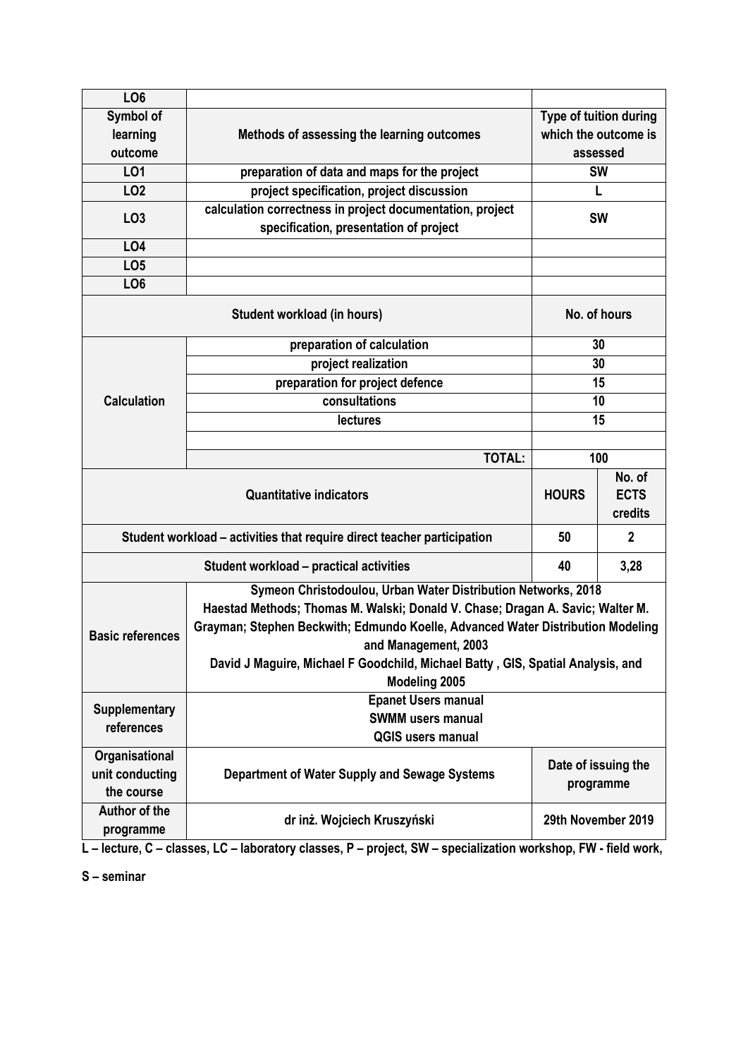| | | |
|---|---|---|
| LO6 | | |
| **Symbol of learning outcome** | **Methods of assessing the learning outcomes** | **Type of tuition during which the outcome is assessed** |
| LO1 | preparation of data and maps for the project | SW |
| LO2 | project specification, project discussion | L |
| LO3 | calculation correctness in project documentation, project specification, presentation of project | SW |
| LO4 | | |
| LO5 | | |
| LO6 | | |

| | | | |
|---|---|---|---|
| **Student workload (in hours)** | | **No. of hours** | |
| Calculation | preparation of calculation | 30 | |
| | project realization | 30 | |
| | preparation for project defence | 15 | |
| | consultations | 10 | |
| | lectures | 15 | |
| | | | |
| | TOTAL: | 100 | |
| **Quantitative indicators** | | **HOURS** | **No. of ECTS credits** |
| Student workload – activities that require direct teacher participation | | 50 | 2 |
| Student workload – practical activities | | 40 | 3,28 |

| | | |
|---|---|---|
| **Basic references** | Symeon Christodoulou, Urban Water Distribution Networks, 2018<br>Haestad Methods; Thomas M. Walski; Donald V. Chase; Dragan A. Savic; Walter M. Grayman; Stephen Beckwith; Edmundo Koelle, Advanced Water Distribution Modeling and Management, 2003<br>David J Maguire, Michael F Goodchild, Michael Batty , GIS, Spatial Analysis, and Modeling 2005 | |
| **Supplementary references** | Epanet Users manual<br>SWMM users manual<br>QGIS users manual | |
| **Organisational unit conducting the course** | Department of Water Supply and Sewage Systems | **Date of issuing the programme** |
| **Author of the programme** | dr inż. Wojciech Kruszyński | 29th November 2019 |

**L – lecture, C – classes, LC – laboratory classes, P – project, SW – specialization workshop, FW - field work, S – seminar**